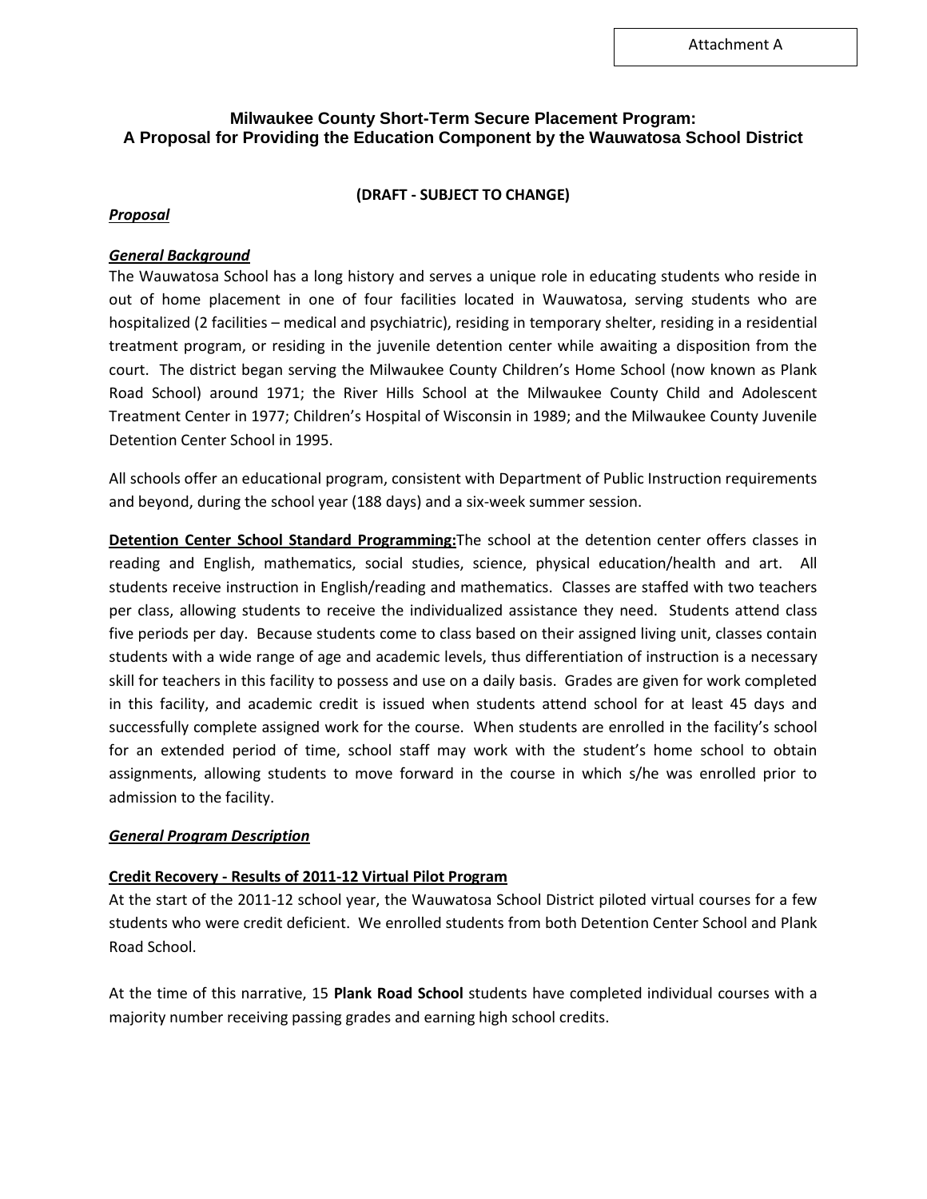Attachment A

# Milwaukee County Short-Term Secure Placement Program: A Proposal for Providing the Education Component by the Wauwatosa School District

**(DRAFT - SUBJECT TO CHANGE)**

***Proposal***

***General Background***

The Wauwatosa School has a long history and serves a unique role in educating students who reside in out of home placement in one of four facilities located in Wauwatosa, serving students who are hospitalized (2 facilities – medical and psychiatric), residing in temporary shelter, residing in a residential treatment program, or residing in the juvenile detention center while awaiting a disposition from the court. The district began serving the Milwaukee County Children's Home School (now known as Plank Road School) around 1971; the River Hills School at the Milwaukee County Child and Adolescent Treatment Center in 1977; Children's Hospital of Wisconsin in 1989; and the Milwaukee County Juvenile Detention Center School in 1995.

All schools offer an educational program, consistent with Department of Public Instruction requirements and beyond, during the school year (188 days) and a six-week summer session.

**Detention Center School Standard Programming:** The school at the detention center offers classes in reading and English, mathematics, social studies, science, physical education/health and art. All students receive instruction in English/reading and mathematics. Classes are staffed with two teachers per class, allowing students to receive the individualized assistance they need. Students attend class five periods per day. Because students come to class based on their assigned living unit, classes contain students with a wide range of age and academic levels, thus differentiation of instruction is a necessary skill for teachers in this facility to possess and use on a daily basis. Grades are given for work completed in this facility, and academic credit is issued when students attend school for at least 45 days and successfully complete assigned work for the course. When students are enrolled in the facility's school for an extended period of time, school staff may work with the student's home school to obtain assignments, allowing students to move forward in the course in which s/he was enrolled prior to admission to the facility.

***General Program Description***

**Credit Recovery - Results of 2011-12 Virtual Pilot Program**

At the start of the 2011-12 school year, the Wauwatosa School District piloted virtual courses for a few students who were credit deficient. We enrolled students from both Detention Center School and Plank Road School.

At the time of this narrative, 15 **Plank Road School** students have completed individual courses with a majority number receiving passing grades and earning high school credits.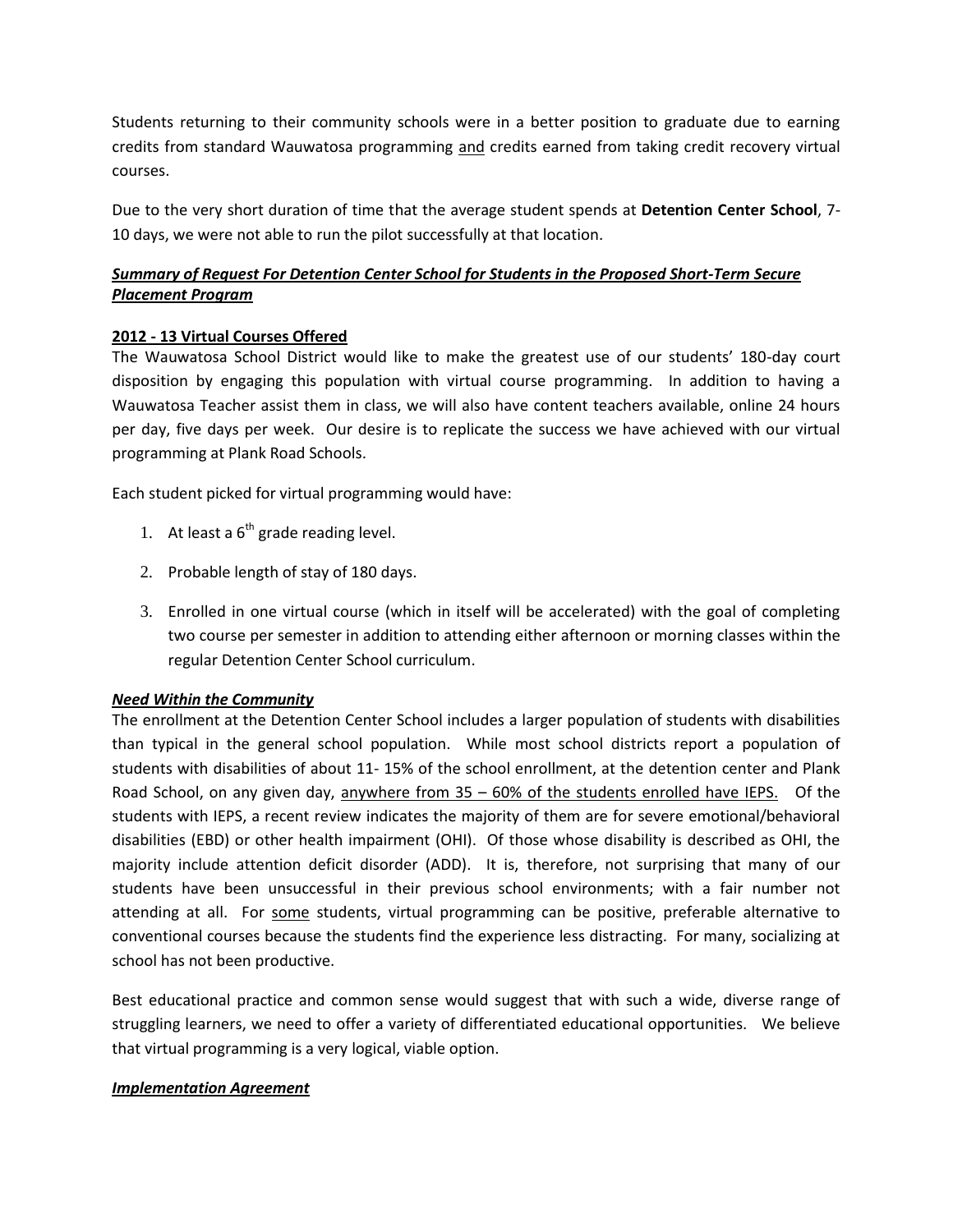Students returning to their community schools were in a better position to graduate due to earning credits from standard Wauwatosa programming <u>and</u> credits earned from taking credit recovery virtual courses.

Due to the very short duration of time that the average student spends at **Detention Center School**, 7-10 days, we were not able to run the pilot successfully at that location.

***<u>Summary of Request For Detention Center School for Students in the Proposed Short-Term Secure Placement Program</u>***

**<u>2012 - 13 Virtual Courses Offered</u>**

The Wauwatosa School District would like to make the greatest use of our students' 180-day court disposition by engaging this population with virtual course programming. In addition to having a Wauwatosa Teacher assist them in class, we will also have content teachers available, online 24 hours per day, five days per week. Our desire is to replicate the success we have achieved with our virtual programming at Plank Road Schools.

Each student picked for virtual programming would have:

1. At least a 6th grade reading level.
2. Probable length of stay of 180 days.
3. Enrolled in one virtual course (which in itself will be accelerated) with the goal of completing two course per semester in addition to attending either afternoon or morning classes within the regular Detention Center School curriculum.

***<u>Need Within the Community</u>***

The enrollment at the Detention Center School includes a larger population of students with disabilities than typical in the general school population. While most school districts report a population of students with disabilities of about 11- 15% of the school enrollment, at the detention center and Plank Road School, on any given day, <u>anywhere from 35 – 60% of the students enrolled have IEPS.</u> Of the students with IEPS, a recent review indicates the majority of them are for severe emotional/behavioral disabilities (EBD) or other health impairment (OHI). Of those whose disability is described as OHI, the majority include attention deficit disorder (ADD). It is, therefore, not surprising that many of our students have been unsuccessful in their previous school environments; with a fair number not attending at all. For <u>some</u> students, virtual programming can be positive, preferable alternative to conventional courses because the students find the experience less distracting. For many, socializing at school has not been productive.

Best educational practice and common sense would suggest that with such a wide, diverse range of struggling learners, we need to offer a variety of differentiated educational opportunities. We believe that virtual programming is a very logical, viable option.

***<u>Implementation Agreement</u>***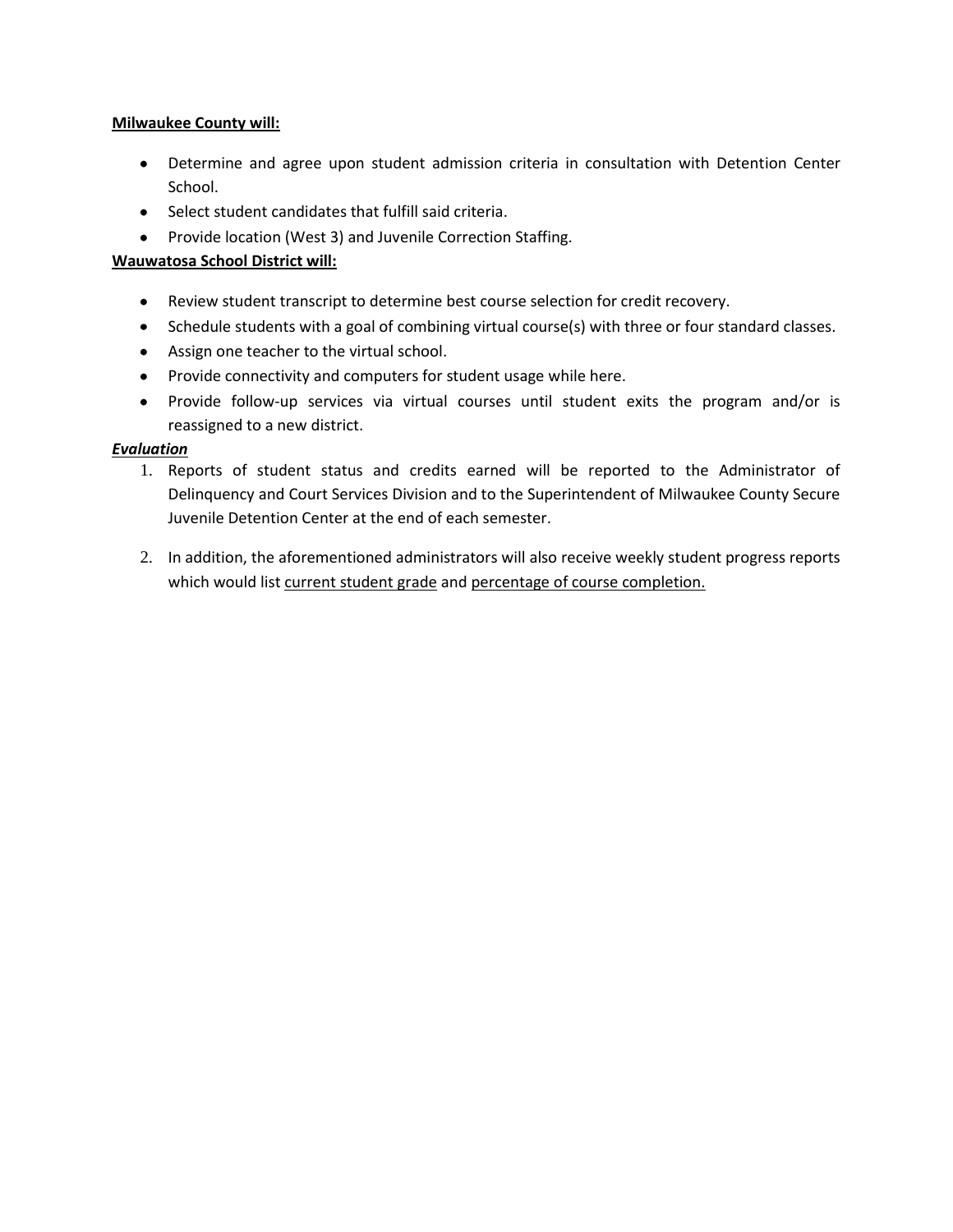**<u>Milwaukee County will:</u>**

- Determine and agree upon student admission criteria in consultation with Detention Center School.
- Select student candidates that fulfill said criteria.
- Provide location (West 3) and Juvenile Correction Staffing.

**<u>Wauwatosa School District will:</u>**

- Review student transcript to determine best course selection for credit recovery.
- Schedule students with a goal of combining virtual course(s) with three or four standard classes.
- Assign one teacher to the virtual school.
- Provide connectivity and computers for student usage while here.
- Provide follow-up services via virtual courses until student exits the program and/or is reassigned to a new district.

***<u>Evaluation</u>***

1. Reports of student status and credits earned will be reported to the Administrator of Delinquency and Court Services Division and to the Superintendent of Milwaukee County Secure Juvenile Detention Center at the end of each semester.

2. In addition, the aforementioned administrators will also receive weekly student progress reports which would list <u>current student grade</u> and <u>percentage of course completion.</u>